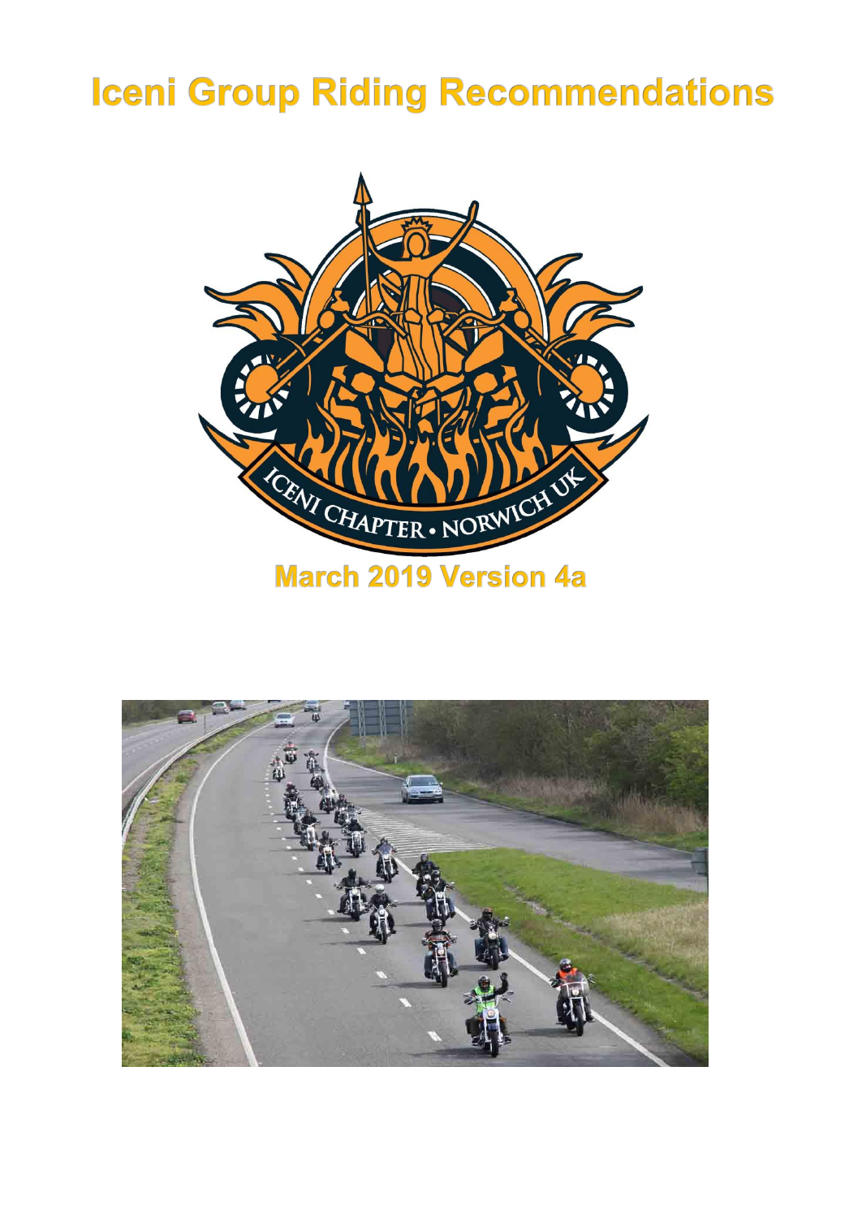# Iceni Group Riding Recommendations

## March 2019 Version 4a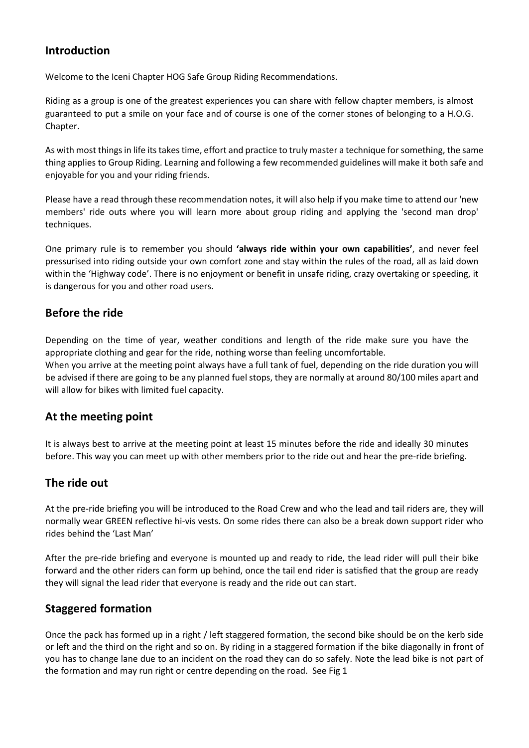## Introduction

Welcome to the Iceni Chapter HOG Safe Group Riding Recommendations.

Riding as a group is one of the greatest experiences you can share with fellow chapter members, is almost guaranteed to put a smile on your face and of course is one of the corner stones of belonging to a H.O.G. Chapter.

As with most things in life its takes time, effort and practice to truly master a technique for something, the same thing applies to Group Riding. Learning and following a few recommended guidelines will make it both safe and enjoyable for you and your riding friends.

Please have a read through these recommendation notes, it will also help if you make time to attend our 'new members' ride outs where you will learn more about group riding and applying the 'second man drop' techniques.

One primary rule is to remember you should **'always ride within your own capabilities'**, and never feel pressurised into riding outside your own comfort zone and stay within the rules of the road, all as laid down within the 'Highway code'. There is no enjoyment or benefit in unsafe riding, crazy overtaking or speeding, it is dangerous for you and other road users.

## Before the ride

Depending on the time of year, weather conditions and length of the ride make sure you have the appropriate clothing and gear for the ride, nothing worse than feeling uncomfortable.
When you arrive at the meeting point always have a full tank of fuel, depending on the ride duration you will be advised if there are going to be any planned fuel stops, they are normally at around 80/100 miles apart and will allow for bikes with limited fuel capacity.

## At the meeting point

It is always best to arrive at the meeting point at least 15 minutes before the ride and ideally 30 minutes before. This way you can meet up with other members prior to the ride out and hear the pre-ride briefing.

## The ride out

At the pre-ride briefing you will be introduced to the Road Crew and who the lead and tail riders are, they will normally wear GREEN reflective hi-vis vests. On some rides there can also be a break down support rider who rides behind the 'Last Man'

After the pre-ride briefing and everyone is mounted up and ready to ride, the lead rider will pull their bike forward and the other riders can form up behind, once the tail end rider is satisfied that the group are ready they will signal the lead rider that everyone is ready and the ride out can start.

## Staggered formation

Once the pack has formed up in a right / left staggered formation, the second bike should be on the kerb side or left and the third on the right and so on. By riding in a staggered formation if the bike diagonally in front of you has to change lane due to an incident on the road they can do so safely. Note the lead bike is not part of the formation and may run right or centre depending on the road. See Fig 1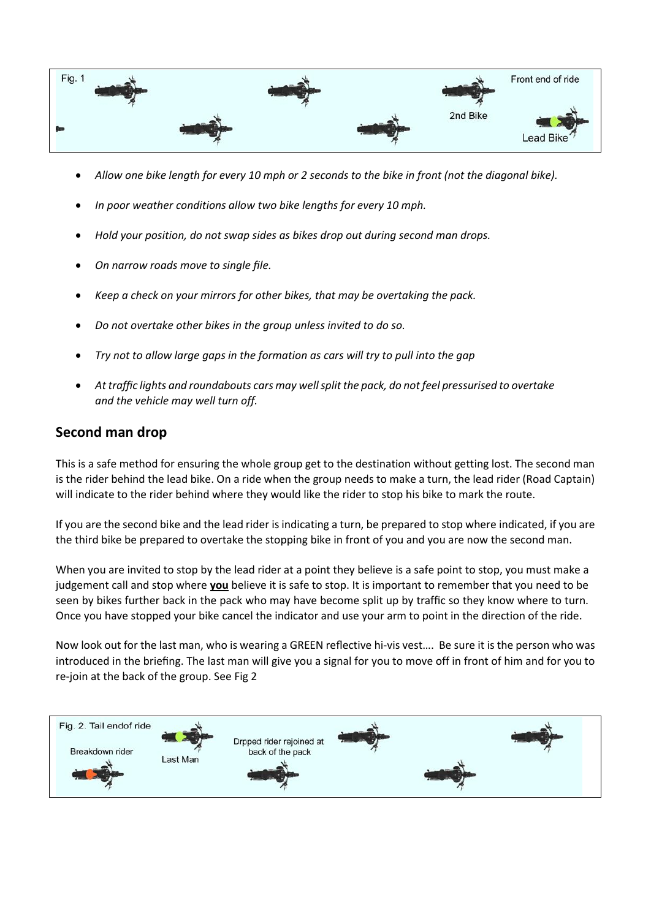Fig. 1 — Front end of ride — 2nd Bike — Lead Bike

- *Allow one bike length for every 10 mph or 2 seconds to the bike in front (not the diagonal bike).*
- *In poor weather conditions allow two bike lengths for every 10 mph.*
- *Hold your position, do not swap sides as bikes drop out during second man drops.*
- *On narrow roads move to single file.*
- *Keep a check on your mirrors for other bikes, that may be overtaking the pack.*
- *Do not overtake other bikes in the group unless invited to do so.*
- *Try not to allow large gaps in the formation as cars will try to pull into the gap*
- *At traffic lights and roundabouts cars may well split the pack, do not feel pressurised to overtake and the vehicle may well turn off.*

## Second man drop

This is a safe method for ensuring the whole group get to the destination without getting lost. The second man is the rider behind the lead bike. On a ride when the group needs to make a turn, the lead rider (Road Captain) will indicate to the rider behind where they would like the rider to stop his bike to mark the route.

If you are the second bike and the lead rider is indicating a turn, be prepared to stop where indicated, if you are the third bike be prepared to overtake the stopping bike in front of you and you are now the second man.

When you are invited to stop by the lead rider at a point they believe is a safe point to stop, you must make a judgement call and stop where **<u>you</u>** believe it is safe to stop. It is important to remember that you need to be seen by bikes further back in the pack who may have become split up by traffic so they know where to turn. Once you have stopped your bike cancel the indicator and use your arm to point in the direction of the ride.

Now look out for the last man, who is wearing a GREEN reflective hi-vis vest…. Be sure it is the person who was introduced in the briefing. The last man will give you a signal for you to move off in front of him and for you to re-join at the back of the group. See Fig 2

Fig. 2. Tail endof ride — Breakdown rider — Last Man — Drpped rider rejoined at back of the pack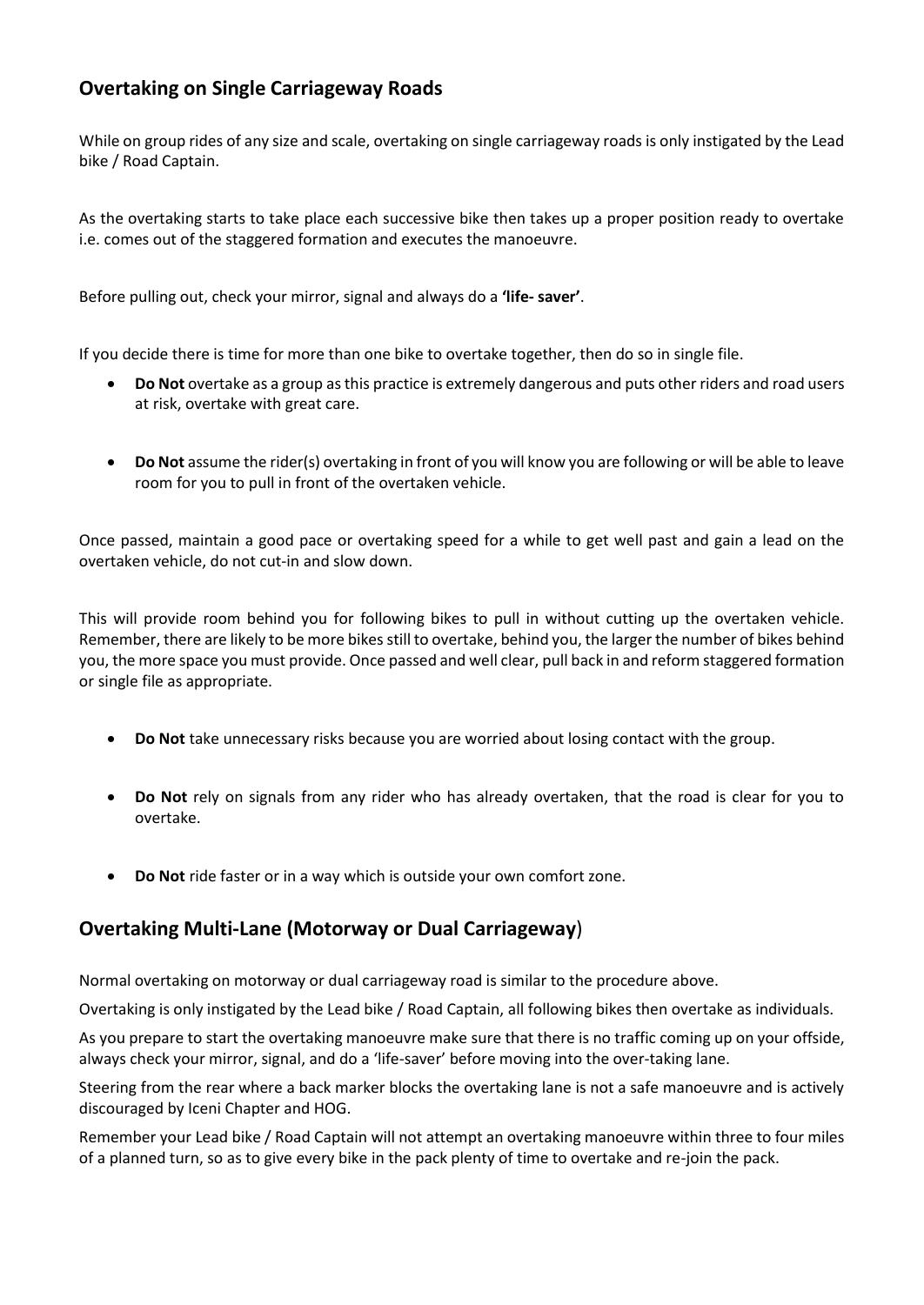## Overtaking on Single Carriageway Roads

While on group rides of any size and scale, overtaking on single carriageway roads is only instigated by the Lead bike / Road Captain.

As the overtaking starts to take place each successive bike then takes up a proper position ready to overtake i.e. comes out of the staggered formation and executes the manoeuvre.

Before pulling out, check your mirror, signal and always do a **'life- saver'**.

If you decide there is time for more than one bike to overtake together, then do so in single file.

- **Do Not** overtake as a group as this practice is extremely dangerous and puts other riders and road users at risk, overtake with great care.
- **Do Not** assume the rider(s) overtaking in front of you will know you are following or will be able to leave room for you to pull in front of the overtaken vehicle.

Once passed, maintain a good pace or overtaking speed for a while to get well past and gain a lead on the overtaken vehicle, do not cut-in and slow down.

This will provide room behind you for following bikes to pull in without cutting up the overtaken vehicle. Remember, there are likely to be more bikes still to overtake, behind you, the larger the number of bikes behind you, the more space you must provide. Once passed and well clear, pull back in and reform staggered formation or single file as appropriate.

- **Do Not** take unnecessary risks because you are worried about losing contact with the group.
- **Do Not** rely on signals from any rider who has already overtaken, that the road is clear for you to overtake.
- **Do Not** ride faster or in a way which is outside your own comfort zone.

## Overtaking Multi-Lane (Motorway or Dual Carriageway)

Normal overtaking on motorway or dual carriageway road is similar to the procedure above.

Overtaking is only instigated by the Lead bike / Road Captain, all following bikes then overtake as individuals.

As you prepare to start the overtaking manoeuvre make sure that there is no traffic coming up on your offside, always check your mirror, signal, and do a 'life-saver' before moving into the over-taking lane.

Steering from the rear where a back marker blocks the overtaking lane is not a safe manoeuvre and is actively discouraged by Iceni Chapter and HOG.

Remember your Lead bike / Road Captain will not attempt an overtaking manoeuvre within three to four miles of a planned turn, so as to give every bike in the pack plenty of time to overtake and re-join the pack.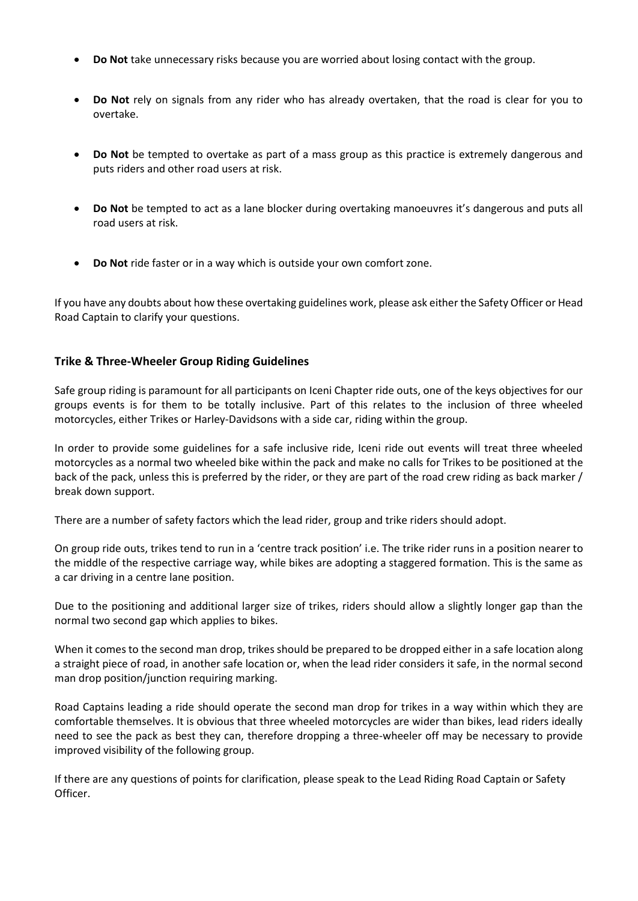- **Do Not** take unnecessary risks because you are worried about losing contact with the group.

- **Do Not** rely on signals from any rider who has already overtaken, that the road is clear for you to overtake.

- **Do Not** be tempted to overtake as part of a mass group as this practice is extremely dangerous and puts riders and other road users at risk.

- **Do Not** be tempted to act as a lane blocker during overtaking manoeuvres it's dangerous and puts all road users at risk.

- **Do Not** ride faster or in a way which is outside your own comfort zone.

If you have any doubts about how these overtaking guidelines work, please ask either the Safety Officer or Head Road Captain to clarify your questions.

## Trike & Three-Wheeler Group Riding Guidelines

Safe group riding is paramount for all participants on Iceni Chapter ride outs, one of the keys objectives for our groups events is for them to be totally inclusive. Part of this relates to the inclusion of three wheeled motorcycles, either Trikes or Harley-Davidsons with a side car, riding within the group.

In order to provide some guidelines for a safe inclusive ride, Iceni ride out events will treat three wheeled motorcycles as a normal two wheeled bike within the pack and make no calls for Trikes to be positioned at the back of the pack, unless this is preferred by the rider, or they are part of the road crew riding as back marker / break down support.

There are a number of safety factors which the lead rider, group and trike riders should adopt.

On group ride outs, trikes tend to run in a 'centre track position' i.e. The trike rider runs in a position nearer to the middle of the respective carriage way, while bikes are adopting a staggered formation. This is the same as a car driving in a centre lane position.

Due to the positioning and additional larger size of trikes, riders should allow a slightly longer gap than the normal two second gap which applies to bikes.

When it comes to the second man drop, trikes should be prepared to be dropped either in a safe location along a straight piece of road, in another safe location or, when the lead rider considers it safe, in the normal second man drop position/junction requiring marking.

Road Captains leading a ride should operate the second man drop for trikes in a way within which they are comfortable themselves. It is obvious that three wheeled motorcycles are wider than bikes, lead riders ideally need to see the pack as best they can, therefore dropping a three-wheeler off may be necessary to provide improved visibility of the following group.

If there are any questions of points for clarification, please speak to the Lead Riding Road Captain or Safety Officer.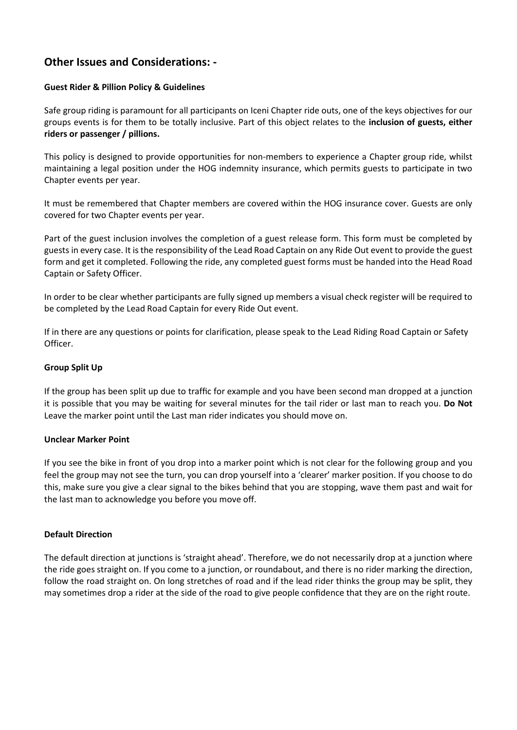## Other Issues and Considerations: -

### Guest Rider & Pillion Policy & Guidelines

Safe group riding is paramount for all participants on Iceni Chapter ride outs, one of the keys objectives for our groups events is for them to be totally inclusive. Part of this object relates to the **inclusion of guests, either riders or passenger / pillions.**

This policy is designed to provide opportunities for non-members to experience a Chapter group ride, whilst maintaining a legal position under the HOG indemnity insurance, which permits guests to participate in two Chapter events per year.

It must be remembered that Chapter members are covered within the HOG insurance cover. Guests are only covered for two Chapter events per year.

Part of the guest inclusion involves the completion of a guest release form. This form must be completed by guests in every case. It is the responsibility of the Lead Road Captain on any Ride Out event to provide the guest form and get it completed. Following the ride, any completed guest forms must be handed into the Head Road Captain or Safety Officer.

In order to be clear whether participants are fully signed up members a visual check register will be required to be completed by the Lead Road Captain for every Ride Out event.

If in there are any questions or points for clarification, please speak to the Lead Riding Road Captain or Safety Officer.

### Group Split Up

If the group has been split up due to traffic for example and you have been second man dropped at a junction it is possible that you may be waiting for several minutes for the tail rider or last man to reach you. **Do Not** Leave the marker point until the Last man rider indicates you should move on.

### Unclear Marker Point

If you see the bike in front of you drop into a marker point which is not clear for the following group and you feel the group may not see the turn, you can drop yourself into a 'clearer' marker position. If you choose to do this, make sure you give a clear signal to the bikes behind that you are stopping, wave them past and wait for the last man to acknowledge you before you move off.

### Default Direction

The default direction at junctions is 'straight ahead'. Therefore, we do not necessarily drop at a junction where the ride goes straight on. If you come to a junction, or roundabout, and there is no rider marking the direction, follow the road straight on. On long stretches of road and if the lead rider thinks the group may be split, they may sometimes drop a rider at the side of the road to give people confidence that they are on the right route.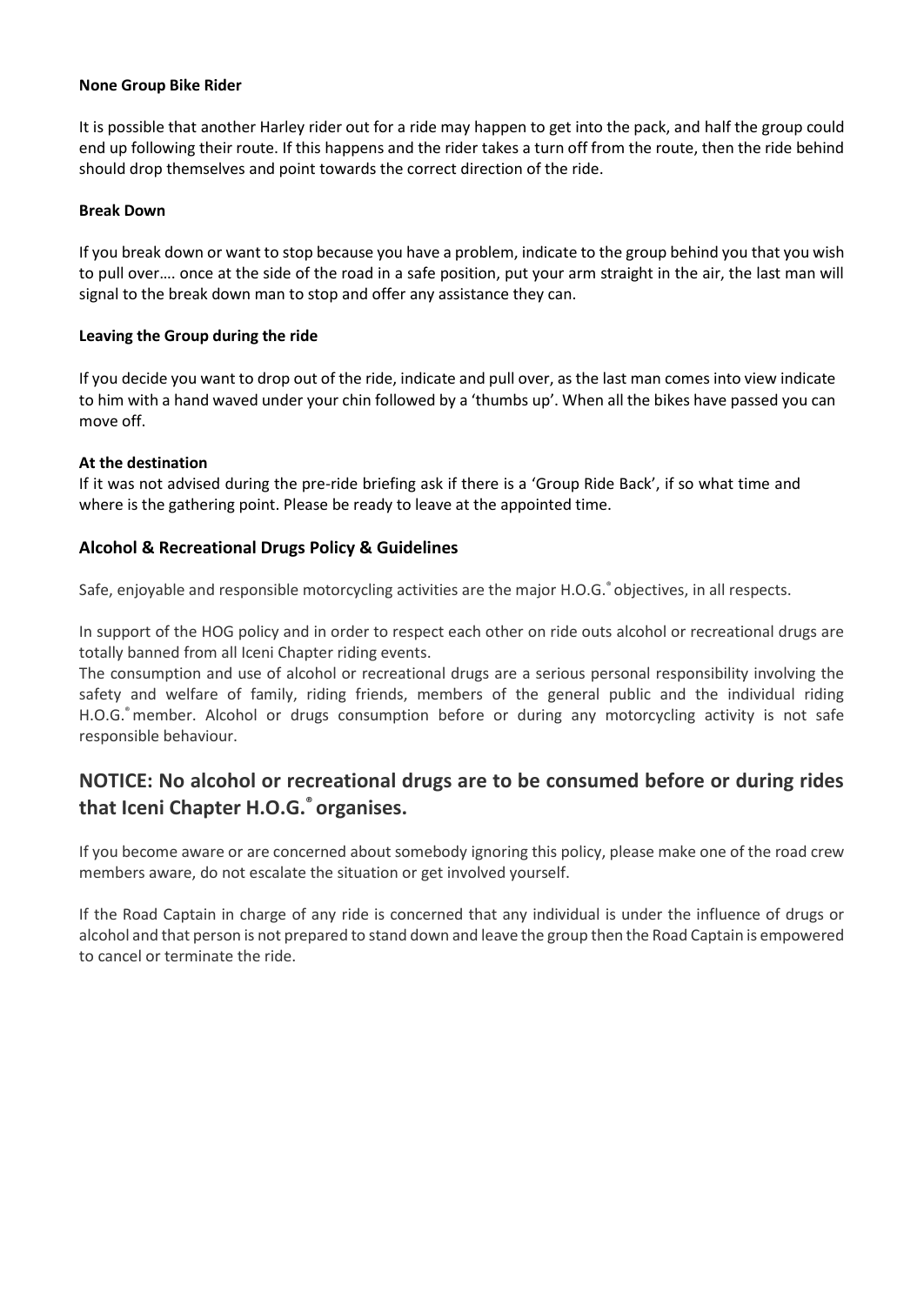**None Group Bike Rider**

It is possible that another Harley rider out for a ride may happen to get into the pack, and half the group could end up following their route. If this happens and the rider takes a turn off from the route, then the ride behind should drop themselves and point towards the correct direction of the ride.

**Break Down**

If you break down or want to stop because you have a problem, indicate to the group behind you that you wish to pull over…. once at the side of the road in a safe position, put your arm straight in the air, the last man will signal to the break down man to stop and offer any assistance they can.

**Leaving the Group during the ride**

If you decide you want to drop out of the ride, indicate and pull over, as the last man comes into view indicate to him with a hand waved under your chin followed by a 'thumbs up'. When all the bikes have passed you can move off.

**At the destination**

If it was not advised during the pre-ride briefing ask if there is a 'Group Ride Back', if so what time and where is the gathering point. Please be ready to leave at the appointed time.

### Alcohol & Recreational Drugs Policy & Guidelines

Safe, enjoyable and responsible motorcycling activities are the major H.O.G.® objectives, in all respects.

In support of the HOG policy and in order to respect each other on ride outs alcohol or recreational drugs are totally banned from all Iceni Chapter riding events.

The consumption and use of alcohol or recreational drugs are a serious personal responsibility involving the safety and welfare of family, riding friends, members of the general public and the individual riding H.O.G.® member. Alcohol or drugs consumption before or during any motorcycling activity is not safe responsible behaviour.

## NOTICE: No alcohol or recreational drugs are to be consumed before or during rides that Iceni Chapter H.O.G.® organises.

If you become aware or are concerned about somebody ignoring this policy, please make one of the road crew members aware, do not escalate the situation or get involved yourself.

If the Road Captain in charge of any ride is concerned that any individual is under the influence of drugs or alcohol and that person is not prepared to stand down and leave the group then the Road Captain is empowered to cancel or terminate the ride.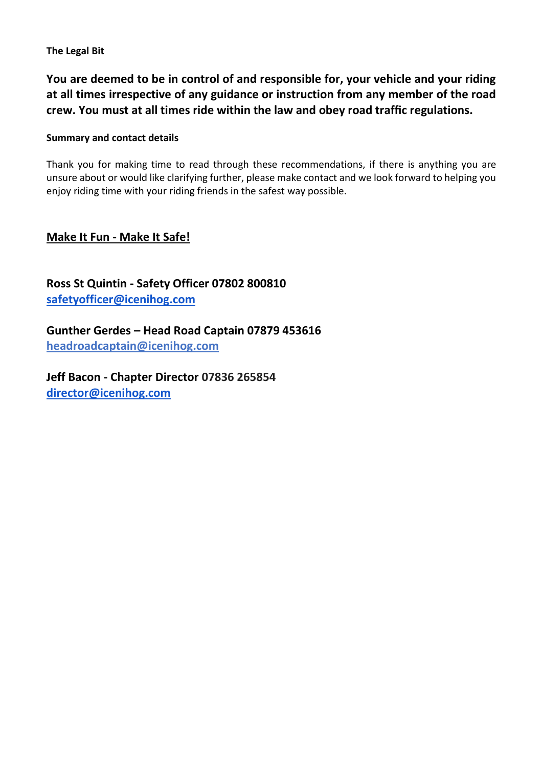**The Legal Bit**

**You are deemed to be in control of and responsible for, your vehicle and your riding at all times irrespective of any guidance or instruction from any member of the road crew. You must at all times ride within the law and obey road traffic regulations.**

**Summary and contact details**

Thank you for making time to read through these recommendations, if there is anything you are unsure about or would like clarifying further, please make contact and we look forward to helping you enjoy riding time with your riding friends in the safest way possible.

**Make It Fun - Make It Safe!**

**Ross St Quintin - Safety Officer 07802 800810**
**safetyofficer@icenihog.com**

**Gunther Gerdes – Head Road Captain 07879 453616**
**headroadcaptain@icenihog.com**

**Jeff Bacon - Chapter Director 07836 265854**
**director@icenihog.com**